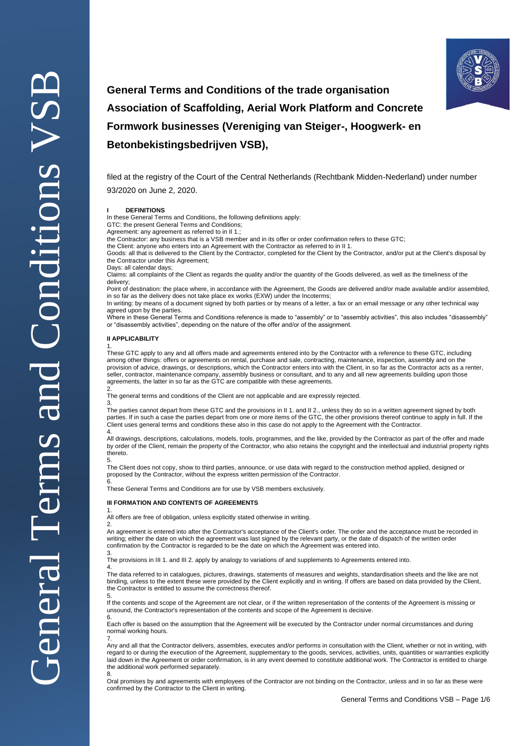# General Terms and Conditions of the trade organisation Association of Scaffolding, Aerial Work Platform and Concrete Formwork businesses (Vereniging van Steiger-, Hoogwerk- en Betonbekistingsbedrijven VSB),

filed at the registry of the Court of the Central Netherlands (Rechtbank Midden-Nederland) under number 93/2020 on June 2, 2020.

## I DEFINITIONS

In these General Terms and Conditions, the following definitions apply:

GTC: the present General Terms and Conditions;

Agreement: any agreement as referred to in II 1.;

the Contractor: any business that is a VSB member and in its offer or order confirmation refers to these GTC;

the Client: anyone who enters into an Agreement with the Contractor as referred to in II 1.

Goods: all that is delivered to the Client by the Contractor, completed for the Client by the Contractor, and/or put at the Client's disposal by the Contractor under this Agreement;

Days: all calendar days;

Claims: all complaints of the Client as regards the quality and/or the quantity of the Goods delivered, as well as the timeliness of the delivery;

Point of destination: the place where, in accordance with the Agreement, the Goods are delivered and/or made available and/or assembled, in so far as the delivery does not take place ex works (EXW) under the Incoterms;

In writing: by means of a document signed by both parties or by means of a letter, a fax or an email message or any other technical way agreed upon by the parties.

Where in these General Terms and Conditions reference is made to "assembly" or to "assembly activities", this also includes "disassembly" or "disassembly activities", depending on the nature of the offer and/or of the assignment.

## II APPLICABILITY

1.
These GTC apply to any and all offers made and agreements entered into by the Contractor with a reference to these GTC, including among other things: offers or agreements on rental, purchase and sale, contracting, maintenance, inspection, assembly and on the provision of advice, drawings, or descriptions, which the Contractor enters into with the Client, in so far as the Contractor acts as a renter, seller, contractor, maintenance company, assembly business or consultant, and to any and all new agreements building upon those agreements, the latter in so far as the GTC are compatible with these agreements.

2.
The general terms and conditions of the Client are not applicable and are expressly rejected.

3.
The parties cannot depart from these GTC and the provisions in II 1. and II 2., unless they do so in a written agreement signed by both parties. If in such a case the parties depart from one or more items of the GTC, the other provisions thereof continue to apply in full. If the Client uses general terms and conditions these also in this case do not apply to the Agreement with the Contractor.

4.
All drawings, descriptions, calculations, models, tools, programmes, and the like, provided by the Contractor as part of the offer and made by order of the Client, remain the property of the Contractor, who also retains the copyright and the intellectual and industrial property rights thereto.

5.
The Client does not copy, show to third parties, announce, or use data with regard to the construction method applied, designed or proposed by the Contractor, without the express written permission of the Contractor.

6.
These General Terms and Conditions are for use by VSB members exclusively.

## III FORMATION AND CONTENTS OF AGREEMENTS

1.
All offers are free of obligation, unless explicitly stated otherwise in writing.

2.
An agreement is entered into after the Contractor's acceptance of the Client's order. The order and the acceptance must be recorded in writing; either the date on which the agreement was last signed by the relevant party, or the date of dispatch of the written order confirmation by the Contractor is regarded to be the date on which the Agreement was entered into.

3.
The provisions in III 1. and III 2. apply by analogy to variations of and supplements to Agreements entered into.

4.
The data referred to in catalogues, pictures, drawings, statements of measures and weights, standardisation sheets and the like are not binding, unless to the extent these were provided by the Client explicitly and in writing. If offers are based on data provided by the Client, the Contractor is entitled to assume the correctness thereof.

5.
If the contents and scope of the Agreement are not clear, or if the written representation of the contents of the Agreement is missing or unsound, the Contractor's representation of the contents and scope of the Agreement is decisive.

6.
Each offer is based on the assumption that the Agreement will be executed by the Contractor under normal circumstances and during normal working hours.

7.
Any and all that the Contractor delivers, assembles, executes and/or performs in consultation with the Client, whether or not in writing, with regard to or during the execution of the Agreement, supplementary to the goods, services, activities, units, quantities or warranties explicitly laid down in the Agreement or order confirmation, is in any event deemed to constitute additional work. The Contractor is entitled to charge the additional work performed separately.

8.
Oral promises by and agreements with employees of the Contractor are not binding on the Contractor, unless and in so far as these were confirmed by the Contractor to the Client in writing.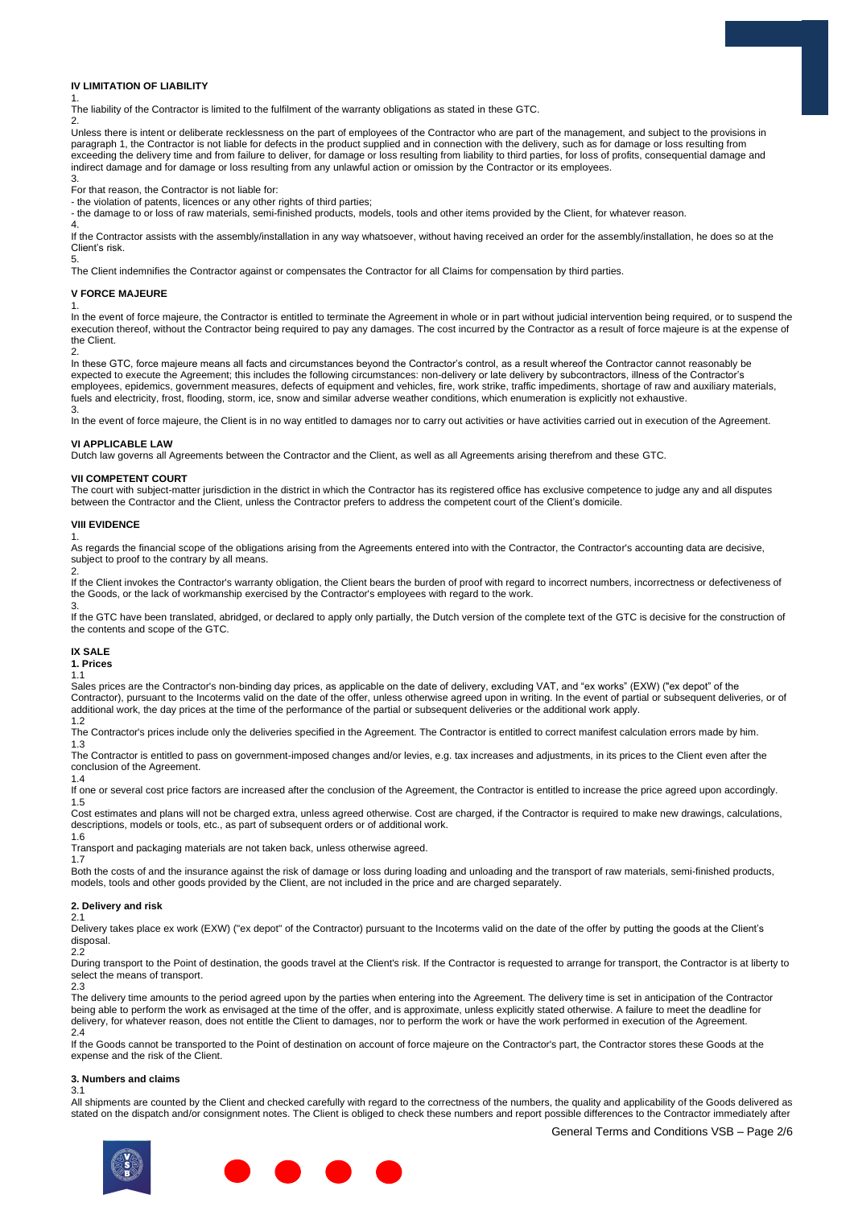### IV LIMITATION OF LIABILITY

1.
The liability of the Contractor is limited to the fulfilment of the warranty obligations as stated in these GTC.

2.
Unless there is intent or deliberate recklessness on the part of employees of the Contractor who are part of the management, and subject to the provisions in paragraph 1, the Contractor is not liable for defects in the product supplied and in connection with the delivery, such as for damage or loss resulting from exceeding the delivery time and from failure to deliver, for damage or loss resulting from liability to third parties, for loss of profits, consequential damage and indirect damage and for damage or loss resulting from any unlawful action or omission by the Contractor or its employees.

3.
For that reason, the Contractor is not liable for:
- the violation of patents, licences or any other rights of third parties;
- the damage to or loss of raw materials, semi-finished products, models, tools and other items provided by the Client, for whatever reason.

4.
If the Contractor assists with the assembly/installation in any way whatsoever, without having received an order for the assembly/installation, he does so at the Client's risk.

5.
The Client indemnifies the Contractor against or compensates the Contractor for all Claims for compensation by third parties.

### V FORCE MAJEURE

1.
In the event of force majeure, the Contractor is entitled to terminate the Agreement in whole or in part without judicial intervention being required, or to suspend the execution thereof, without the Contractor being required to pay any damages. The cost incurred by the Contractor as a result of force majeure is at the expense of the Client.

2.
In these GTC, force majeure means all facts and circumstances beyond the Contractor's control, as a result whereof the Contractor cannot reasonably be expected to execute the Agreement; this includes the following circumstances: non-delivery or late delivery by subcontractors, illness of the Contractor's employees, epidemics, government measures, defects of equipment and vehicles, fire, work strike, traffic impediments, shortage of raw and auxiliary materials, fuels and electricity, frost, flooding, storm, ice, snow and similar adverse weather conditions, which enumeration is explicitly not exhaustive.

3.
In the event of force majeure, the Client is in no way entitled to damages nor to carry out activities or have activities carried out in execution of the Agreement.

### VI APPLICABLE LAW

Dutch law governs all Agreements between the Contractor and the Client, as well as all Agreements arising therefrom and these GTC.

### VII COMPETENT COURT

The court with subject-matter jurisdiction in the district in which the Contractor has its registered office has exclusive competence to judge any and all disputes between the Contractor and the Client, unless the Contractor prefers to address the competent court of the Client's domicile.

### VIII EVIDENCE

1.
As regards the financial scope of the obligations arising from the Agreements entered into with the Contractor, the Contractor's accounting data are decisive, subject to proof to the contrary by all means.

2.
If the Client invokes the Contractor's warranty obligation, the Client bears the burden of proof with regard to incorrect numbers, incorrectness or defectiveness of the Goods, or the lack of workmanship exercised by the Contractor's employees with regard to the work.

3.
If the GTC have been translated, abridged, or declared to apply only partially, the Dutch version of the complete text of the GTC is decisive for the construction of the contents and scope of the GTC.

### IX SALE

#### 1. Prices

1.1
Sales prices are the Contractor's non-binding day prices, as applicable on the date of delivery, excluding VAT, and "ex works" (EXW) ("ex depot" of the Contractor), pursuant to the Incoterms valid on the date of the offer, unless otherwise agreed upon in writing. In the event of partial or subsequent deliveries, or of additional work, the day prices at the time of the performance of the partial or subsequent deliveries or the additional work apply.

1.2
The Contractor's prices include only the deliveries specified in the Agreement. The Contractor is entitled to correct manifest calculation errors made by him.

1.3
The Contractor is entitled to pass on government-imposed changes and/or levies, e.g. tax increases and adjustments, in its prices to the Client even after the conclusion of the Agreement.

1.4
If one or several cost price factors are increased after the conclusion of the Agreement, the Contractor is entitled to increase the price agreed upon accordingly.

1.5
Cost estimates and plans will not be charged extra, unless agreed otherwise. Cost are charged, if the Contractor is required to make new drawings, calculations, descriptions, models or tools, etc., as part of subsequent orders or of additional work.

1.6
Transport and packaging materials are not taken back, unless otherwise agreed.

1.7
Both the costs of and the insurance against the risk of damage or loss during loading and unloading and the transport of raw materials, semi-finished products, models, tools and other goods provided by the Client, are not included in the price and are charged separately.

#### 2. Delivery and risk

2.1
Delivery takes place ex work (EXW) ("ex depot" of the Contractor) pursuant to the Incoterms valid on the date of the offer by putting the goods at the Client's disposal.

2.2
During transport to the Point of destination, the goods travel at the Client's risk. If the Contractor is requested to arrange for transport, the Contractor is at liberty to select the means of transport.

2.3
The delivery time amounts to the period agreed upon by the parties when entering into the Agreement. The delivery time is set in anticipation of the Contractor being able to perform the work as envisaged at the time of the offer, and is approximate, unless explicitly stated otherwise. A failure to meet the deadline for delivery, for whatever reason, does not entitle the Client to damages, nor to perform the work or have the work performed in execution of the Agreement.

2.4
If the Goods cannot be transported to the Point of destination on account of force majeure on the Contractor's part, the Contractor stores these Goods at the expense and the risk of the Client.

#### 3. Numbers and claims

3.1
All shipments are counted by the Client and checked carefully with regard to the correctness of the numbers, the quality and applicability of the Goods delivered as stated on the dispatch and/or consignment notes. The Client is obliged to check these numbers and report possible differences to the Contractor immediately after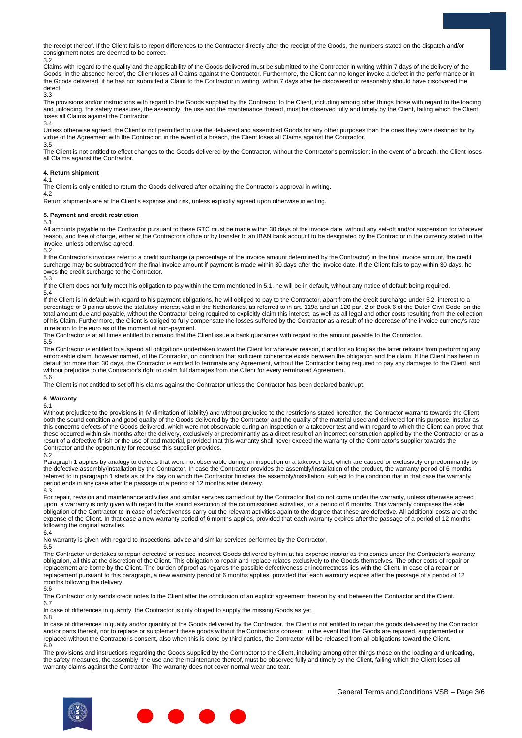the receipt thereof. If the Client fails to report differences to the Contractor directly after the receipt of the Goods, the numbers stated on the dispatch and/or consignment notes are deemed to be correct.

3.2

Claims with regard to the quality and the applicability of the Goods delivered must be submitted to the Contractor in writing within 7 days of the delivery of the Goods; in the absence hereof, the Client loses all Claims against the Contractor. Furthermore, the Client can no longer invoke a defect in the performance or in the Goods delivered, if he has not submitted a Claim to the Contractor in writing, within 7 days after he discovered or reasonably should have discovered the defect.

3.3

The provisions and/or instructions with regard to the Goods supplied by the Contractor to the Client, including among other things those with regard to the loading and unloading, the safety measures, the assembly, the use and the maintenance thereof, must be observed fully and timely by the Client, failing which the Client loses all Claims against the Contractor.

3.4

Unless otherwise agreed, the Client is not permitted to use the delivered and assembled Goods for any other purposes than the ones they were destined for by virtue of the Agreement with the Contractor; in the event of a breach, the Client loses all Claims against the Contractor.

3.5

The Client is not entitled to effect changes to the Goods delivered by the Contractor, without the Contractor's permission; in the event of a breach, the Client loses all Claims against the Contractor.

#### 4. Return shipment

4.1

The Client is only entitled to return the Goods delivered after obtaining the Contractor's approval in writing.

4.2

Return shipments are at the Client's expense and risk, unless explicitly agreed upon otherwise in writing.

#### 5. Payment and credit restriction

5.1

All amounts payable to the Contractor pursuant to these GTC must be made within 30 days of the invoice date, without any set-off and/or suspension for whatever reason, and free of charge, either at the Contractor's office or by transfer to an IBAN bank account to be designated by the Contractor in the currency stated in the invoice, unless otherwise agreed.

5.2

If the Contractor's invoices refer to a credit surcharge (a percentage of the invoice amount determined by the Contractor) in the final invoice amount, the credit surcharge may be subtracted from the final invoice amount if payment is made within 30 days after the invoice date. If the Client fails to pay within 30 days, he owes the credit surcharge to the Contractor.

5.3

If the Client does not fully meet his obligation to pay within the term mentioned in 5.1, he will be in default, without any notice of default being required.

5.4

If the Client is in default with regard to his payment obligations, he will obliged to pay to the Contractor, apart from the credit surcharge under 5.2, interest to a percentage of 3 points above the statutory interest valid in the Netherlands, as referred to in art. 119a and art 120 par. 2 of Book 6 of the Dutch Civil Code, on the total amount due and payable, without the Contractor being required to explicitly claim this interest, as well as all legal and other costs resulting from the collection of his Claim. Furthermore, the Client is obliged to fully compensate the losses suffered by the Contractor as a result of the decrease of the invoice currency's rate in relation to the euro as of the moment of non-payment.

The Contractor is at all times entitled to demand that the Client issue a bank guarantee with regard to the amount payable to the Contractor.

5.5

The Contractor is entitled to suspend all obligations undertaken toward the Client for whatever reason, if and for so long as the latter refrains from performing any enforceable claim, however named, of the Contractor, on condition that sufficient coherence exists between the obligation and the claim. If the Client has been in default for more than 30 days, the Contractor is entitled to terminate any Agreement, without the Contractor being required to pay any damages to the Client, and without prejudice to the Contractor's right to claim full damages from the Client for every terminated Agreement.

5.6

The Client is not entitled to set off his claims against the Contractor unless the Contractor has been declared bankrupt.

#### 6. Warranty

6.1

Without prejudice to the provisions in IV (limitation of liability) and without prejudice to the restrictions stated hereafter, the Contractor warrants towards the Client both the sound condition and good quality of the Goods delivered by the Contractor and the quality of the material used and delivered for this purpose, insofar as this concerns defects of the Goods delivered, which were not observable during an inspection or a takeover test and with regard to which the Client can prove that these occurred within six months after the delivery, exclusively or predominantly as a direct result of an incorrect construction applied by the the Contractor or as a result of a defective finish or the use of bad material, provided that this warranty shall never exceed the warranty of the Contractor's supplier towards the Contractor and the opportunity for recourse this supplier provides.

6.2

Paragraph 1 applies by analogy to defects that were not observable during an inspection or a takeover test, which are caused or exclusively or predominantly by the defective assembly/installation by the Contractor. In case the Contractor provides the assembly/installation of the product, the warranty period of 6 months referred to in paragraph 1 starts as of the day on which the Contractor finishes the assembly/installation, subject to the condition that in that case the warranty period ends in any case after the passage of a period of 12 months after delivery.

6.3

For repair, revision and maintenance activities and similar services carried out by the Contractor that do not come under the warranty, unless otherwise agreed upon, a warranty is only given with regard to the sound execution of the commissioned activities, for a period of 6 months. This warranty comprises the sole obligation of the Contractor to in case of defectiveness carry out the relevant activities again to the degree that these are defective. All additional costs are at the expense of the Client. In that case a new warranty period of 6 months applies, provided that each warranty expires after the passage of a period of 12 months following the original activities.

6.4

No warranty is given with regard to inspections, advice and similar services performed by the Contractor.

6.5

The Contractor undertakes to repair defective or replace incorrect Goods delivered by him at his expense insofar as this comes under the Contractor's warranty obligation, all this at the discretion of the Client. This obligation to repair and replace relates exclusively to the Goods themselves. The other costs of repair or replacement are borne by the Client. The burden of proof as regards the possible defectiveness or incorrectness lies with the Client. In case of a repair or replacement pursuant to this paragraph, a new warranty period of 6 months applies, provided that each warranty expires after the passage of a period of 12 months following the delivery.

6.6

The Contractor only sends credit notes to the Client after the conclusion of an explicit agreement thereon by and between the Contractor and the Client.

6.7

In case of differences in quantity, the Contractor is only obliged to supply the missing Goods as yet.

6.8

In case of differences in quality and/or quantity of the Goods delivered by the Contractor, the Client is not entitled to repair the goods delivered by the Contractor and/or parts thereof, nor to replace or supplement these goods without the Contractor's consent. In the event that the Goods are repaired, supplemented or replaced without the Contractor's consent, also when this is done by third parties, the Contractor will be released from all obligations toward the Client.

6.9

The provisions and instructions regarding the Goods supplied by the Contractor to the Client, including among other things those on the loading and unloading, the safety measures, the assembly, the use and the maintenance thereof, must be observed fully and timely by the Client, failing which the Client loses all warranty claims against the Contractor. The warranty does not cover normal wear and tear.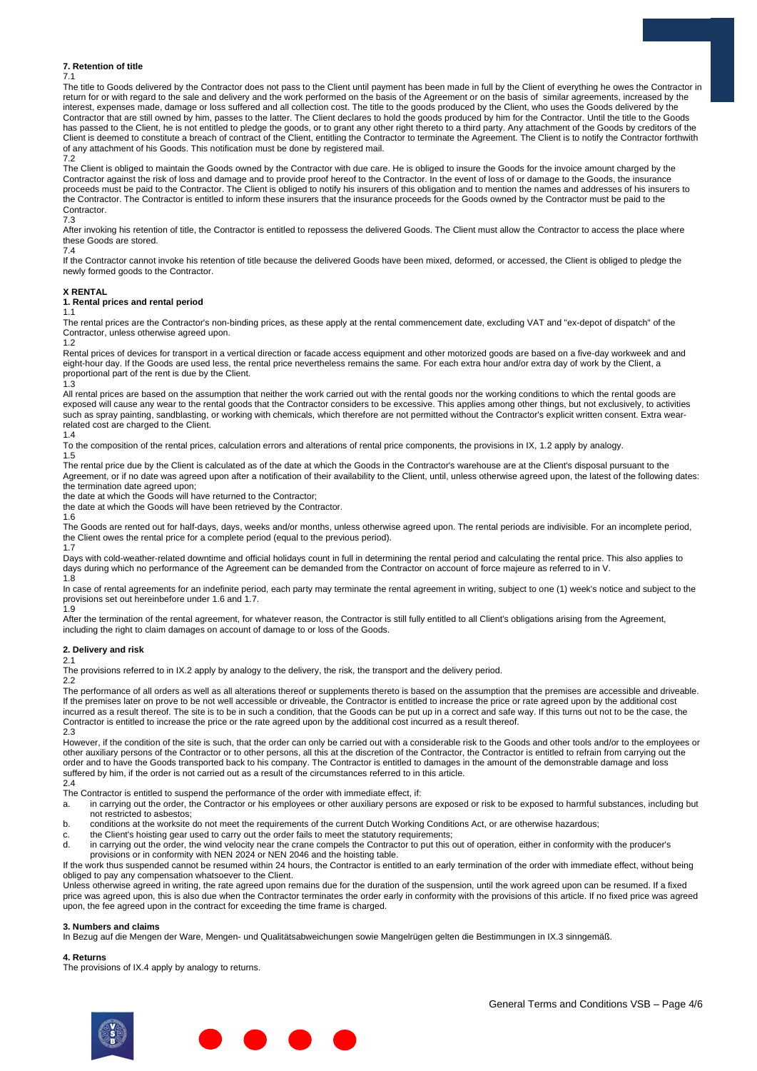### 7. Retention of title

7.1

The title to Goods delivered by the Contractor does not pass to the Client until payment has been made in full by the Client of everything he owes the Contractor in return for or with regard to the sale and delivery and the work performed on the basis of the Agreement or on the basis of similar agreements, increased by the interest, expenses made, damage or loss suffered and all collection cost. The title to the goods produced by the Client, who uses the Goods delivered by the Contractor that are still owned by him, passes to the latter. The Client declares to hold the goods produced by him for the Contractor. Until the title to the Goods has passed to the Client, he is not entitled to pledge the goods, or to grant any other right thereto to a third party. Any attachment of the Goods by creditors of the Client is deemed to constitute a breach of contract of the Client, entitling the Contractor to terminate the Agreement. The Client is to notify the Contractor forthwith of any attachment of his Goods. This notification must be done by registered mail.

7.2

The Client is obliged to maintain the Goods owned by the Contractor with due care. He is obliged to insure the Goods for the invoice amount charged by the Contractor against the risk of loss and damage and to provide proof hereof to the Contractor. In the event of loss of or damage to the Goods, the insurance proceeds must be paid to the Contractor. The Client is obliged to notify his insurers of this obligation and to mention the names and addresses of his insurers to the Contractor. The Contractor is entitled to inform these insurers that the insurance proceeds for the Goods owned by the Contractor must be paid to the Contractor.

7.3

After invoking his retention of title, the Contractor is entitled to repossess the delivered Goods. The Client must allow the Contractor to access the place where these Goods are stored.

7.4

If the Contractor cannot invoke his retention of title because the delivered Goods have been mixed, deformed, or accessed, the Client is obliged to pledge the newly formed goods to the Contractor.

## X RENTAL

### 1. Rental prices and rental period

1.1

The rental prices are the Contractor's non-binding prices, as these apply at the rental commencement date, excluding VAT and "ex-depot of dispatch" of the Contractor, unless otherwise agreed upon.

1.2

Rental prices of devices for transport in a vertical direction or facade access equipment and other motorized goods are based on a five-day workweek and and eight-hour day. If the Goods are used less, the rental price nevertheless remains the same. For each extra hour and/or extra day of work by the Client, a proportional part of the rent is due by the Client.

1.3

All rental prices are based on the assumption that neither the work carried out with the rental goods nor the working conditions to which the rental goods are exposed will cause any wear to the rental goods that the Contractor considers to be excessive. This applies among other things, but not exclusively, to activities such as spray painting, sandblasting, or working with chemicals, which therefore are not permitted without the Contractor's explicit written consent. Extra wear-related cost are charged to the Client.

1.4

To the composition of the rental prices, calculation errors and alterations of rental price components, the provisions in IX, 1.2 apply by analogy.

1.5

The rental price due by the Client is calculated as of the date at which the Goods in the Contractor's warehouse are at the Client's disposal pursuant to the Agreement, or if no date was agreed upon after a notification of their availability to the Client, until, unless otherwise agreed upon, the latest of the following dates:
the termination date agreed upon;
the date at which the Goods will have returned to the Contractor;
the date at which the Goods will have been retrieved by the Contractor.

1.6

The Goods are rented out for half-days, days, weeks and/or months, unless otherwise agreed upon. The rental periods are indivisible. For an incomplete period, the Client owes the rental price for a complete period (equal to the previous period).

1.7

Days with cold-weather-related downtime and official holidays count in full in determining the rental period and calculating the rental price. This also applies to days during which no performance of the Agreement can be demanded from the Contractor on account of force majeure as referred to in V.

1.8

In case of rental agreements for an indefinite period, each party may terminate the rental agreement in writing, subject to one (1) week's notice and subject to the provisions set out hereinbefore under 1.6 and 1.7.

1.9

After the termination of the rental agreement, for whatever reason, the Contractor is still fully entitled to all Client's obligations arising from the Agreement, including the right to claim damages on account of damage to or loss of the Goods.

### 2. Delivery and risk

2.1

The provisions referred to in IX.2 apply by analogy to the delivery, the risk, the transport and the delivery period.

2.2

The performance of all orders as well as all alterations thereof or supplements thereto is based on the assumption that the premises are accessible and driveable. If the premises later on prove to be not well accessible or driveable, the Contractor is entitled to increase the price or rate agreed upon by the additional cost incurred as a result thereof. The site is to be in such a condition, that the Goods can be put up in a correct and safe way. If this turns out not to be the case, the Contractor is entitled to increase the price or the rate agreed upon by the additional cost incurred as a result thereof.

2.3

However, if the condition of the site is such, that the order can only be carried out with a considerable risk to the Goods and other tools and/or to the employees or other auxiliary persons of the Contractor or to other persons, all this at the discretion of the Contractor, the Contractor is entitled to refrain from carrying out the order and to have the Goods transported back to his company. The Contractor is entitled to damages in the amount of the demonstrable damage and loss suffered by him, if the order is not carried out as a result of the circumstances referred to in this article.

2.4

The Contractor is entitled to suspend the performance of the order with immediate effect, if:

a. in carrying out the order, the Contractor or his employees or other auxiliary persons are exposed or risk to be exposed to harmful substances, including but not restricted to asbestos;
b. conditions at the worksite do not meet the requirements of the current Dutch Working Conditions Act, or are otherwise hazardous;
c. the Client's hoisting gear used to carry out the order fails to meet the statutory requirements;
d. in carrying out the order, the wind velocity near the crane compels the Contractor to put this out of operation, either in conformity with the producer's provisions or in conformity with NEN 2024 or NEN 2046 and the hoisting table.

If the work thus suspended cannot be resumed within 24 hours, the Contractor is entitled to an early termination of the order with immediate effect, without being obliged to pay any compensation whatsoever to the Client.

Unless otherwise agreed in writing, the rate agreed upon remains due for the duration of the suspension, until the work agreed upon can be resumed. If a fixed price was agreed upon, this is also due when the Contractor terminates the order early in conformity with the provisions of this article. If no fixed price was agreed upon, the fee agreed upon in the contract for exceeding the time frame is charged.

### 3. Numbers and claims

In Bezug auf die Mengen der Ware, Mengen- und Qualitätsabweichungen sowie Mangelrügen gelten die Bestimmungen in IX.3 sinngemäß.

### 4. Returns

The provisions of IX.4 apply by analogy to returns.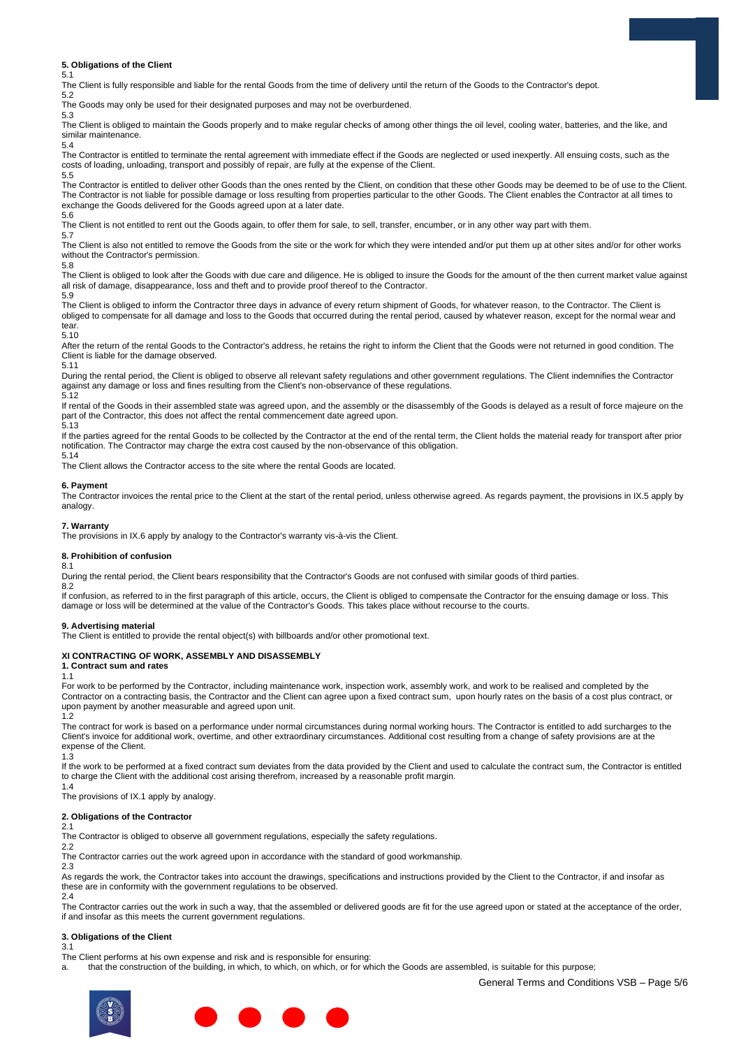**5. Obligations of the Client**

5.1

The Client is fully responsible and liable for the rental Goods from the time of delivery until the return of the Goods to the Contractor's depot.

5.2

The Goods may only be used for their designated purposes and may not be overburdened.

5.3

The Client is obliged to maintain the Goods properly and to make regular checks of among other things the oil level, cooling water, batteries, and the like, and similar maintenance.

5.4

The Contractor is entitled to terminate the rental agreement with immediate effect if the Goods are neglected or used inexpertly. All ensuing costs, such as the costs of loading, unloading, transport and possibly of repair, are fully at the expense of the Client.

5.5

The Contractor is entitled to deliver other Goods than the ones rented by the Client, on condition that these other Goods may be deemed to be of use to the Client. The Contractor is not liable for possible damage or loss resulting from properties particular to the other Goods. The Client enables the Contractor at all times to exchange the Goods delivered for the Goods agreed upon at a later date.

5.6

The Client is not entitled to rent out the Goods again, to offer them for sale, to sell, transfer, encumber, or in any other way part with them.

5.7

The Client is also not entitled to remove the Goods from the site or the work for which they were intended and/or put them up at other sites and/or for other works without the Contractor's permission.

5.8

The Client is obliged to look after the Goods with due care and diligence. He is obliged to insure the Goods for the amount of the then current market value against all risk of damage, disappearance, loss and theft and to provide proof thereof to the Contractor.

5.9

The Client is obliged to inform the Contractor three days in advance of every return shipment of Goods, for whatever reason, to the Contractor. The Client is obliged to compensate for all damage and loss to the Goods that occurred during the rental period, caused by whatever reason, except for the normal wear and tear.

5.10

After the return of the rental Goods to the Contractor's address, he retains the right to inform the Client that the Goods were not returned in good condition. The Client is liable for the damage observed.

5.11

During the rental period, the Client is obliged to observe all relevant safety regulations and other government regulations. The Client indemnifies the Contractor against any damage or loss and fines resulting from the Client's non-observance of these regulations.

5.12

If rental of the Goods in their assembled state was agreed upon, and the assembly or the disassembly of the Goods is delayed as a result of force majeure on the part of the Contractor, this does not affect the rental commencement date agreed upon.

5.13

If the parties agreed for the rental Goods to be collected by the Contractor at the end of the rental term, the Client holds the material ready for transport after prior notification. The Contractor may charge the extra cost caused by the non-observance of this obligation.

5.14

The Client allows the Contractor access to the site where the rental Goods are located.

**6. Payment**

The Contractor invoices the rental price to the Client at the start of the rental period, unless otherwise agreed. As regards payment, the provisions in IX.5 apply by analogy.

**7. Warranty**

The provisions in IX.6 apply by analogy to the Contractor's warranty vis-à-vis the Client.

**8. Prohibition of confusion**

8.1

During the rental period, the Client bears responsibility that the Contractor's Goods are not confused with similar goods of third parties.

8.2

If confusion, as referred to in the first paragraph of this article, occurs, the Client is obliged to compensate the Contractor for the ensuing damage or loss. This damage or loss will be determined at the value of the Contractor's Goods. This takes place without recourse to the courts.

**9. Advertising material**

The Client is entitled to provide the rental object(s) with billboards and/or other promotional text.

## XI CONTRACTING OF WORK, ASSEMBLY AND DISASSEMBLY

**1. Contract sum and rates**

1.1

For work to be performed by the Contractor, including maintenance work, inspection work, assembly work, and work to be realised and completed by the Contractor on a contracting basis, the Contractor and the Client can agree upon a fixed contract sum, upon hourly rates on the basis of a cost plus contract, or upon payment by another measurable and agreed upon unit.

1.2

The contract for work is based on a performance under normal circumstances during normal working hours. The Contractor is entitled to add surcharges to the Client's invoice for additional work, overtime, and other extraordinary circumstances. Additional cost resulting from a change of safety provisions are at the expense of the Client.

1.3

If the work to be performed at a fixed contract sum deviates from the data provided by the Client and used to calculate the contract sum, the Contractor is entitled to charge the Client with the additional cost arising therefrom, increased by a reasonable profit margin.

1.4

The provisions of IX.1 apply by analogy.

**2. Obligations of the Contractor**

2.1

The Contractor is obliged to observe all government regulations, especially the safety regulations.

2.2

The Contractor carries out the work agreed upon in accordance with the standard of good workmanship.

2.3

As regards the work, the Contractor takes into account the drawings, specifications and instructions provided by the Client to the Contractor, if and insofar as these are in conformity with the government regulations to be observed.

2.4

The Contractor carries out the work in such a way, that the assembled or delivered goods are fit for the use agreed upon or stated at the acceptance of the order, if and insofar as this meets the current government regulations.

**3. Obligations of the Client**

3.1

The Client performs at his own expense and risk and is responsible for ensuring:

a. that the construction of the building, in which, to which, on which, or for which the Goods are assembled, is suitable for this purpose;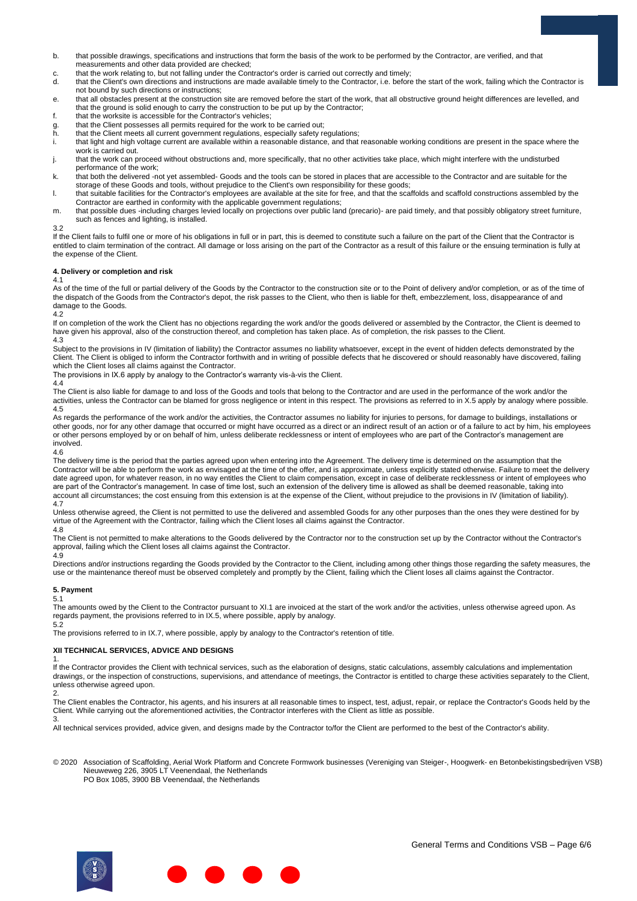b. that possible drawings, specifications and instructions that form the basis of the work to be performed by the Contractor, are verified, and that measurements and other data provided are checked;
c. that the work relating to, but not falling under the Contractor's order is carried out correctly and timely;
d. that the Client's own directions and instructions are made available timely to the Contractor, i.e. before the start of the work, failing which the Contractor is not bound by such directions or instructions;
e. that all obstacles present at the construction site are removed before the start of the work, that all obstructive ground height differences are levelled, and that the ground is solid enough to carry the construction to be put up by the Contractor;
f. that the worksite is accessible for the Contractor's vehicles;
g. that the Client possesses all permits required for the work to be carried out;
h. that the Client meets all current government regulations, especially safety regulations;
i. that light and high voltage current are available within a reasonable distance, and that reasonable working conditions are present in the space where the work is carried out.
j. that the work can proceed without obstructions and, more specifically, that no other activities take place, which might interfere with the undisturbed performance of the work;
k. that both the delivered -not yet assembled- Goods and the tools can be stored in places that are accessible to the Contractor and are suitable for the storage of these Goods and tools, without prejudice to the Client's own responsibility for these goods;
l. that suitable facilities for the Contractor's employees are available at the site for free, and that the scaffolds and scaffold constructions assembled by the Contractor are earthed in conformity with the applicable government regulations;
m. that possible dues -including charges levied locally on projections over public land (precario)- are paid timely, and that possibly obligatory street furniture, such as fences and lighting, is installed.

3.2
If the Client fails to fulfil one or more of his obligations in full or in part, this is deemed to constitute such a failure on the part of the Client that the Contractor is entitled to claim termination of the contract. All damage or loss arising on the part of the Contractor as a result of this failure or the ensuing termination is fully at the expense of the Client.

#### 4. Delivery or completion and risk

4.1
As of the time of the full or partial delivery of the Goods by the Contractor to the construction site or to the Point of delivery and/or completion, or as of the time of the dispatch of the Goods from the Contractor's depot, the risk passes to the Client, who then is liable for theft, embezzlement, loss, disappearance of and damage to the Goods.

4.2
If on completion of the work the Client has no objections regarding the work and/or the goods delivered or assembled by the Contractor, the Client is deemed to have given his approval, also of the construction thereof, and completion has taken place. As of completion, the risk passes to the Client.

4.3
Subject to the provisions in IV (limitation of liability) the Contractor assumes no liability whatsoever, except in the event of hidden defects demonstrated by the Client. The Client is obliged to inform the Contractor forthwith and in writing of possible defects that he discovered or should reasonably have discovered, failing which the Client loses all claims against the Contractor.
The provisions in IX.6 apply by analogy to the Contractor's warranty vis-à-vis the Client.

4.4
The Client is also liable for damage to and loss of the Goods and tools that belong to the Contractor and are used in the performance of the work and/or the activities, unless the Contractor can be blamed for gross negligence or intent in this respect. The provisions as referred to in X.5 apply by analogy where possible.

4.5
As regards the performance of the work and/or the activities, the Contractor assumes no liability for injuries to persons, for damage to buildings, installations or other goods, nor for any other damage that occurred or might have occurred as a direct or an indirect result of an action or of a failure to act by him, his employees or other persons employed by or on behalf of him, unless deliberate recklessness or intent of employees who are part of the Contractor's management are involved.

4.6
The delivery time is the period that the parties agreed upon when entering into the Agreement. The delivery time is determined on the assumption that the Contractor will be able to perform the work as envisaged at the time of the offer, and is approximate, unless explicitly stated otherwise. Failure to meet the delivery date agreed upon, for whatever reason, in no way entitles the Client to claim compensation, except in case of deliberate recklessness or intent of employees who are part of the Contractor's management. In case of time lost, such an extension of the delivery time is allowed as shall be deemed reasonable, taking into account all circumstances; the cost ensuing from this extension is at the expense of the Client, without prejudice to the provisions in IV (limitation of liability).

4.7
Unless otherwise agreed, the Client is not permitted to use the delivered and assembled Goods for any other purposes than the ones they were destined for by virtue of the Agreement with the Contractor, failing which the Client loses all claims against the Contractor.

4.8
The Client is not permitted to make alterations to the Goods delivered by the Contractor nor to the construction set up by the Contractor without the Contractor's approval, failing which the Client loses all claims against the Contractor.

4.9
Directions and/or instructions regarding the Goods provided by the Contractor to the Client, including among other things those regarding the safety measures, the use or the maintenance thereof must be observed completely and promptly by the Client, failing which the Client loses all claims against the Contractor.

#### 5. Payment

5.1
The amounts owed by the Client to the Contractor pursuant to XI.1 are invoiced at the start of the work and/or the activities, unless otherwise agreed upon. As regards payment, the provisions referred to in IX.5, where possible, apply by analogy.

5.2
The provisions referred to in IX.7, where possible, apply by analogy to the Contractor's retention of title.

### XII TECHNICAL SERVICES, ADVICE AND DESIGNS

1.
If the Contractor provides the Client with technical services, such as the elaboration of designs, static calculations, assembly calculations and implementation drawings, or the inspection of constructions, supervisions, and attendance of meetings, the Contractor is entitled to charge these activities separately to the Client, unless otherwise agreed upon.

2.
The Client enables the Contractor, his agents, and his insurers at all reasonable times to inspect, test, adjust, repair, or replace the Contractor's Goods held by the Client. While carrying out the aforementioned activities, the Contractor interferes with the Client as little as possible.

3.
All technical services provided, advice given, and designs made by the Contractor to/for the Client are performed to the best of the Contractor's ability.

© 2020 Association of Scaffolding, Aerial Work Platform and Concrete Formwork businesses (Vereniging van Steiger-, Hoogwerk- en Betonbekistingsbedrijven VSB)
Nieuweweg 226, 3905 LT Veenendaal, the Netherlands
PO Box 1085, 3900 BB Veenendaal, the Netherlands